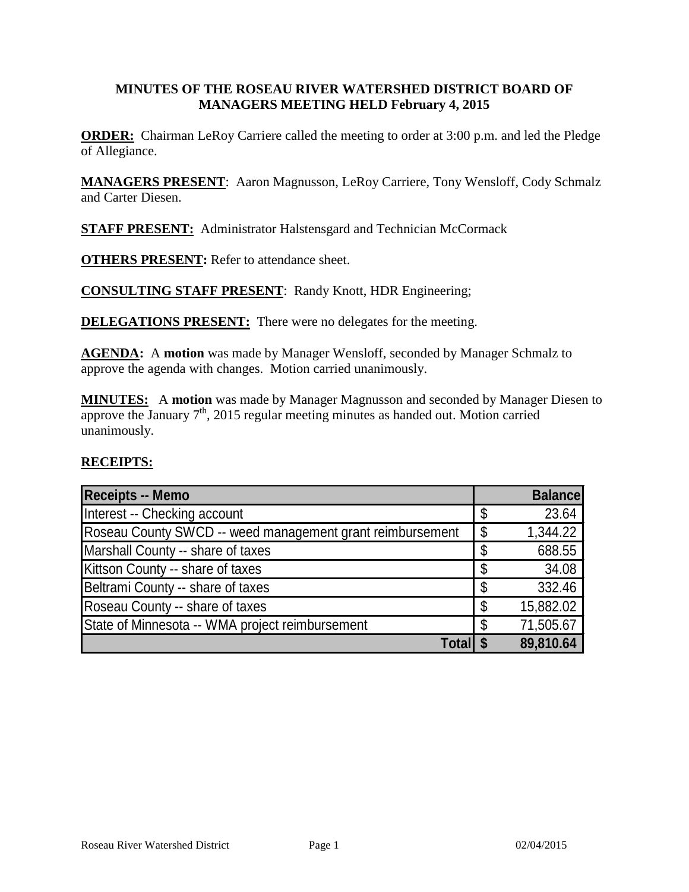# MINUTES OF THE ROSEAU RIVER WATERSHED DISTRICT BOARD OF MANAGERS MEETING HELD February 4, 2015

**ORDER:** Chairman LeRoy Carriere called the meeting to order at 3:00 p.m. and led the Pledge of Allegiance.

**MANAGERS PRESENT**: Aaron Magnusson, LeRoy Carriere, Tony Wensloff, Cody Schmalz and Carter Diesen.

**STAFF PRESENT:** Administrator Halstensgard and Technician McCormack

**OTHERS PRESENT:** Refer to attendance sheet.

**CONSULTING STAFF PRESENT**: Randy Knott, HDR Engineering;

**DELEGATIONS PRESENT:** There were no delegates for the meeting.

**AGENDA:** A **motion** was made by Manager Wensloff, seconded by Manager Schmalz to approve the agenda with changes. Motion carried unanimously.

**MINUTES:** A **motion** was made by Manager Magnusson and seconded by Manager Diesen to approve the January 7th, 2015 regular meeting minutes as handed out. Motion carried unanimously.

**RECEIPTS:**

| Receipts -- Memo | | Balance |
|---|---|---|
| Interest -- Checking account | $ | 23.64 |
| Roseau County SWCD -- weed management grant reimbursement | $ | 1,344.22 |
| Marshall County -- share of taxes | $ | 688.55 |
| Kittson County -- share of taxes | $ | 34.08 |
| Beltrami County -- share of taxes | $ | 332.46 |
| Roseau County -- share of taxes | $ | 15,882.02 |
| State of Minnesota -- WMA project reimbursement | $ | 71,505.67 |
| **Total** | **$** | **89,810.64** |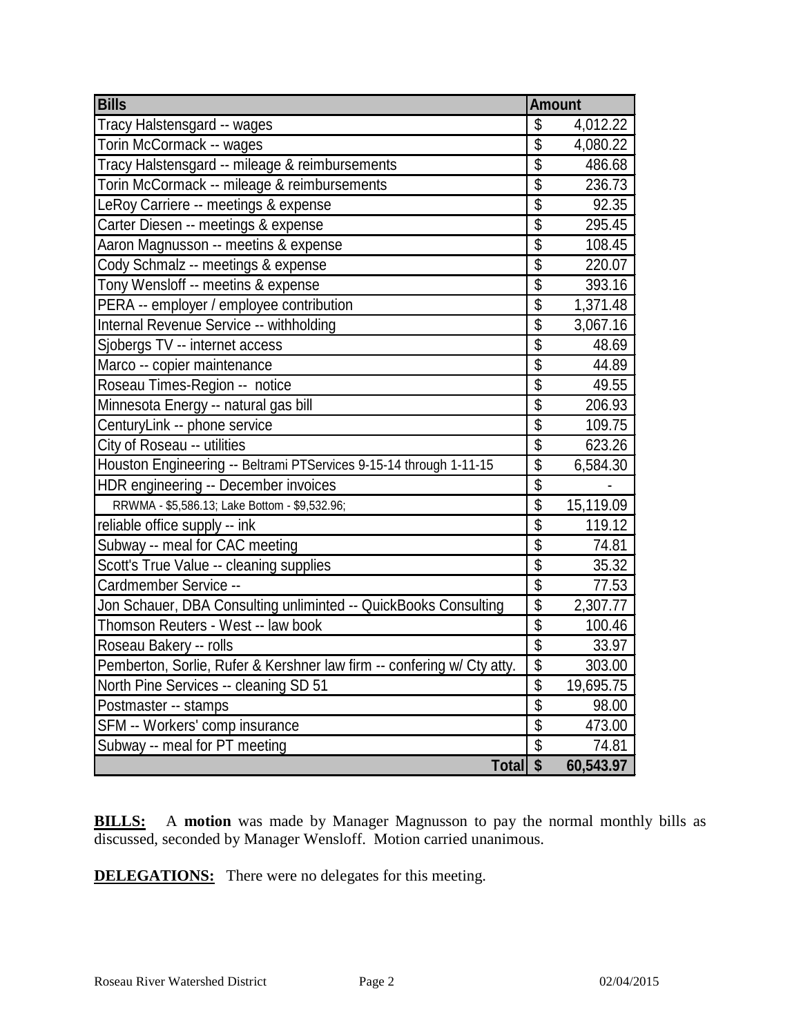| Bills | Amount |
|---|---|
| Tracy Halstensgard -- wages | $ 4,012.22 |
| Torin McCormack -- wages | $ 4,080.22 |
| Tracy Halstensgard -- mileage & reimbursements | $ 486.68 |
| Torin McCormack -- mileage & reimbursements | $ 236.73 |
| LeRoy Carriere -- meetings & expense | $ 92.35 |
| Carter Diesen -- meetings & expense | $ 295.45 |
| Aaron Magnusson -- meetins & expense | $ 108.45 |
| Cody Schmalz -- meetings & expense | $ 220.07 |
| Tony Wensloff -- meetins & expense | $ 393.16 |
| PERA -- employer / employee contribution | $ 1,371.48 |
| Internal Revenue Service -- withholding | $ 3,067.16 |
| Sjobergs TV -- internet access | $ 48.69 |
| Marco -- copier maintenance | $ 44.89 |
| Roseau Times-Region -- notice | $ 49.55 |
| Minnesota Energy -- natural gas bill | $ 206.93 |
| CenturyLink -- phone service | $ 109.75 |
| City of Roseau -- utilities | $ 623.26 |
| Houston Engineering -- Beltrami PTServices 9-15-14 through 1-11-15 | $ 6,584.30 |
| HDR engineering -- December invoices | $ - |
| RRWMA - $5,586.13; Lake Bottom - $9,532.96; | $ 15,119.09 |
| reliable office supply -- ink | $ 119.12 |
| Subway -- meal for CAC meeting | $ 74.81 |
| Scott's True Value -- cleaning supplies | $ 35.32 |
| Cardmember Service -- | $ 77.53 |
| Jon Schauer, DBA Consulting unliminted -- QuickBooks Consulting | $ 2,307.77 |
| Thomson Reuters - West -- law book | $ 100.46 |
| Roseau Bakery -- rolls | $ 33.97 |
| Pemberton, Sorlie, Rufer & Kershner law firm -- confering w/ Cty atty. | $ 303.00 |
| North Pine Services -- cleaning SD 51 | $ 19,695.75 |
| Postmaster -- stamps | $ 98.00 |
| SFM -- Workers' comp insurance | $ 473.00 |
| Subway -- meal for PT meeting | $ 74.81 |
| **Total** | **$ 60,543.97** |

**BILLS:** A **motion** was made by Manager Magnusson to pay the normal monthly bills as discussed, seconded by Manager Wensloff. Motion carried unanimous.

**DELEGATIONS:** There were no delegates for this meeting.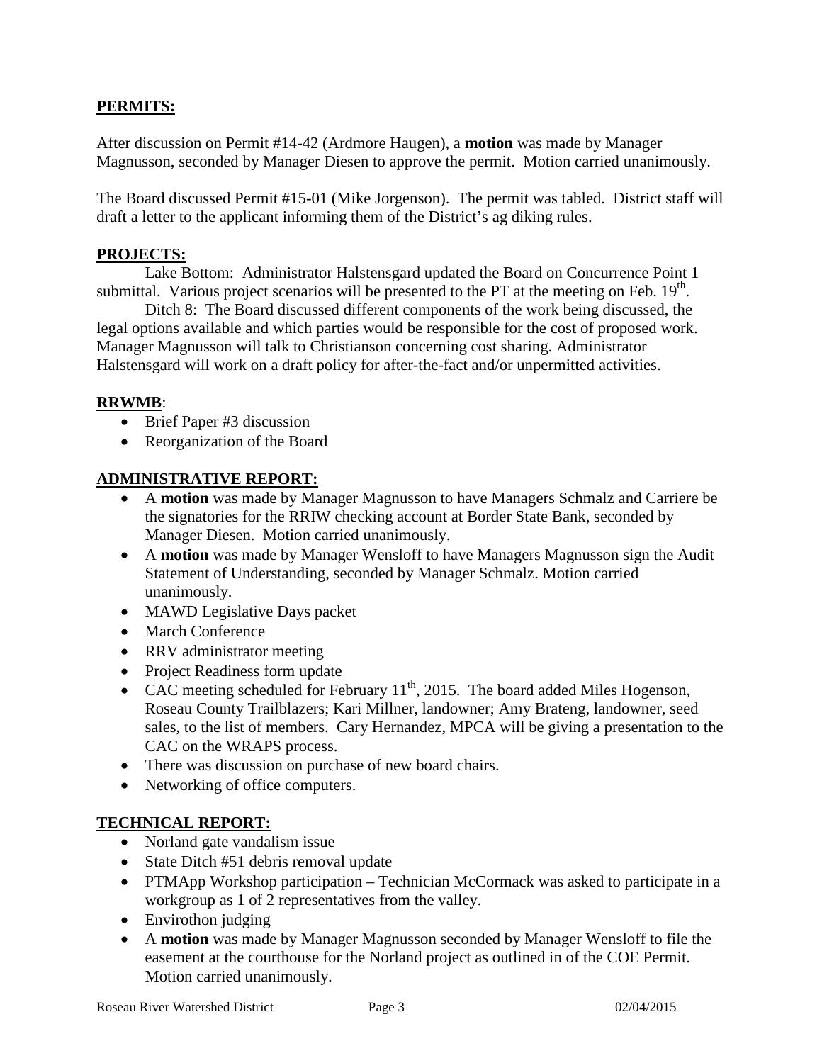**PERMITS:**

After discussion on Permit #14-42 (Ardmore Haugen), a **motion** was made by Manager Magnusson, seconded by Manager Diesen to approve the permit. Motion carried unanimously.

The Board discussed Permit #15-01 (Mike Jorgenson). The permit was tabled. District staff will draft a letter to the applicant informing them of the District's ag diking rules.

**PROJECTS:**

Lake Bottom: Administrator Halstensgard updated the Board on Concurrence Point 1 submittal. Various project scenarios will be presented to the PT at the meeting on Feb. 19th.

Ditch 8: The Board discussed different components of the work being discussed, the legal options available and which parties would be responsible for the cost of proposed work. Manager Magnusson will talk to Christianson concerning cost sharing. Administrator Halstensgard will work on a draft policy for after-the-fact and/or unpermitted activities.

**RRWMB**:

- Brief Paper #3 discussion
- Reorganization of the Board

**ADMINISTRATIVE REPORT:**

- A **motion** was made by Manager Magnusson to have Managers Schmalz and Carriere be the signatories for the RRIW checking account at Border State Bank, seconded by Manager Diesen. Motion carried unanimously.
- A **motion** was made by Manager Wensloff to have Managers Magnusson sign the Audit Statement of Understanding, seconded by Manager Schmalz. Motion carried unanimously.
- MAWD Legislative Days packet
- March Conference
- RRV administrator meeting
- Project Readiness form update
- CAC meeting scheduled for February 11th, 2015. The board added Miles Hogenson, Roseau County Trailblazers; Kari Millner, landowner; Amy Brateng, landowner, seed sales, to the list of members. Cary Hernandez, MPCA will be giving a presentation to the CAC on the WRAPS process.
- There was discussion on purchase of new board chairs.
- Networking of office computers.

**TECHNICAL REPORT:**

- Norland gate vandalism issue
- State Ditch #51 debris removal update
- PTMApp Workshop participation – Technician McCormack was asked to participate in a workgroup as 1 of 2 representatives from the valley.
- Envirothon judging
- A **motion** was made by Manager Magnusson seconded by Manager Wensloff to file the easement at the courthouse for the Norland project as outlined in of the COE Permit. Motion carried unanimously.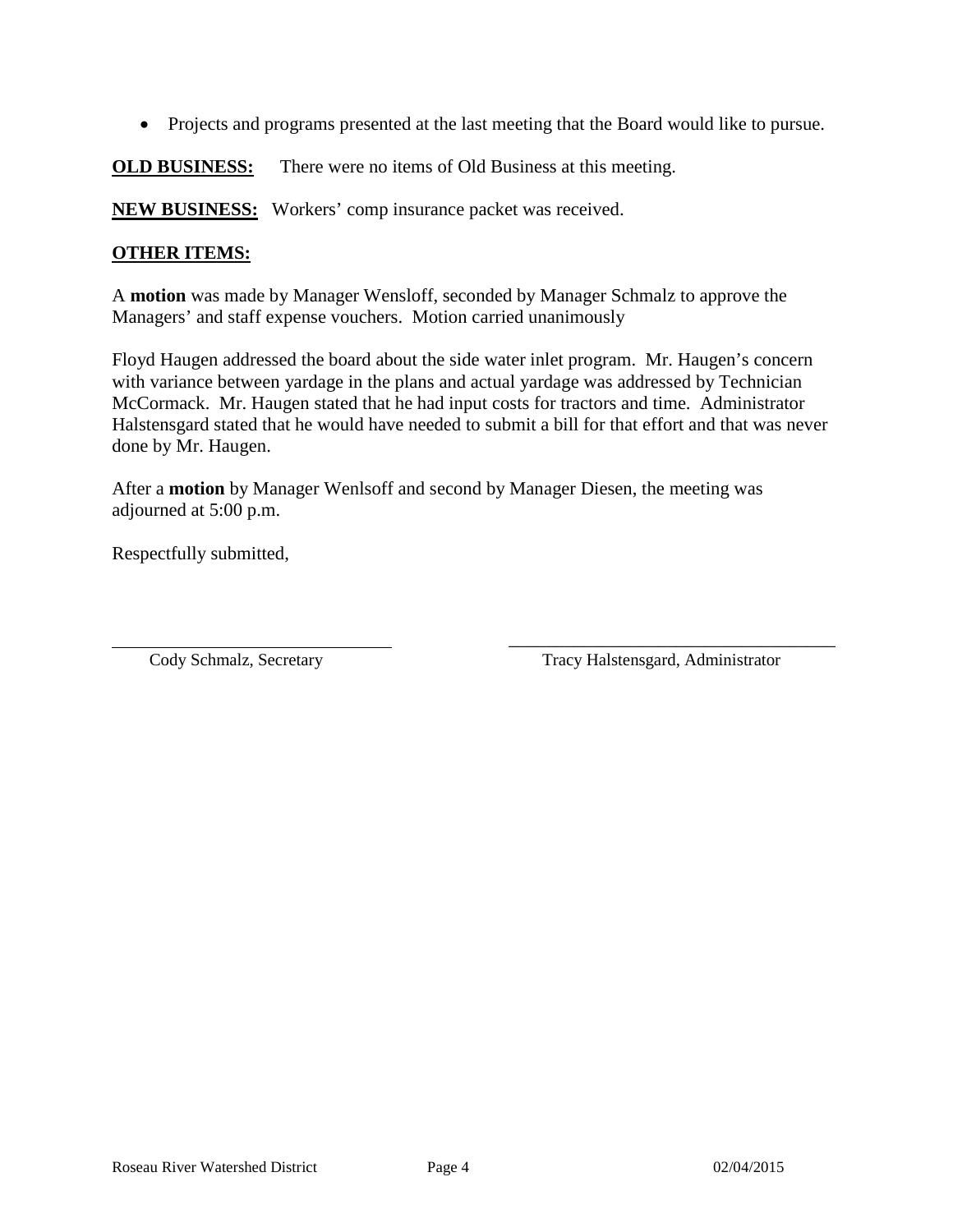- Projects and programs presented at the last meeting that the Board would like to pursue.

**OLD BUSINESS:** There were no items of Old Business at this meeting.

**NEW BUSINESS:** Workers' comp insurance packet was received.

**OTHER ITEMS:**

A **motion** was made by Manager Wensloff, seconded by Manager Schmalz to approve the Managers' and staff expense vouchers. Motion carried unanimously

Floyd Haugen addressed the board about the side water inlet program. Mr. Haugen's concern with variance between yardage in the plans and actual yardage was addressed by Technician McCormack. Mr. Haugen stated that he had input costs for tractors and time. Administrator Halstensgard stated that he would have needed to submit a bill for that effort and that was never done by Mr. Haugen.

After a **motion** by Manager Wenlsoff and second by Manager Diesen, the meeting was adjourned at 5:00 p.m.

Respectfully submitted,

\_\_\_\_\_\_\_\_\_\_\_\_\_\_\_\_\_\_\_\_\_\_\_\_\_\_\_\_\_\_
Cody Schmalz, Secretary

\_\_\_\_\_\_\_\_\_\_\_\_\_\_\_\_\_\_\_\_\_\_\_\_\_\_\_\_\_\_
Tracy Halstensgard, Administrator